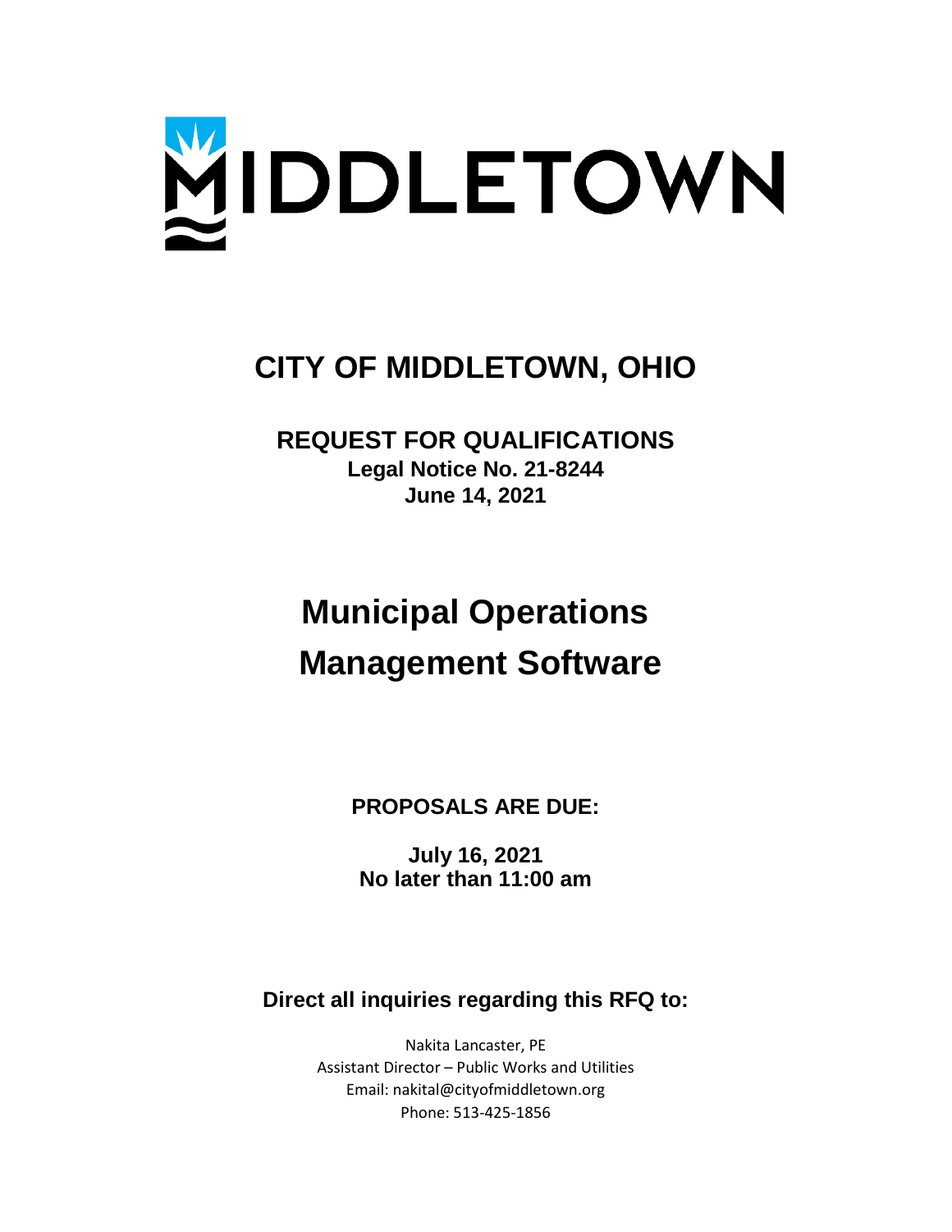MIDDLETOWN

# CITY OF MIDDLETOWN, OHIO

## REQUEST FOR QUALIFICATIONS

**Legal Notice No. 21-8244**
**June 14, 2021**

# Municipal Operations Management Software

**PROPOSALS ARE DUE:**

**July 16, 2021**
**No later than 11:00 am**

**Direct all inquiries regarding this RFQ to:**

Nakita Lancaster, PE
Assistant Director – Public Works and Utilities
Email: nakital@cityofmiddletown.org
Phone: 513-425-1856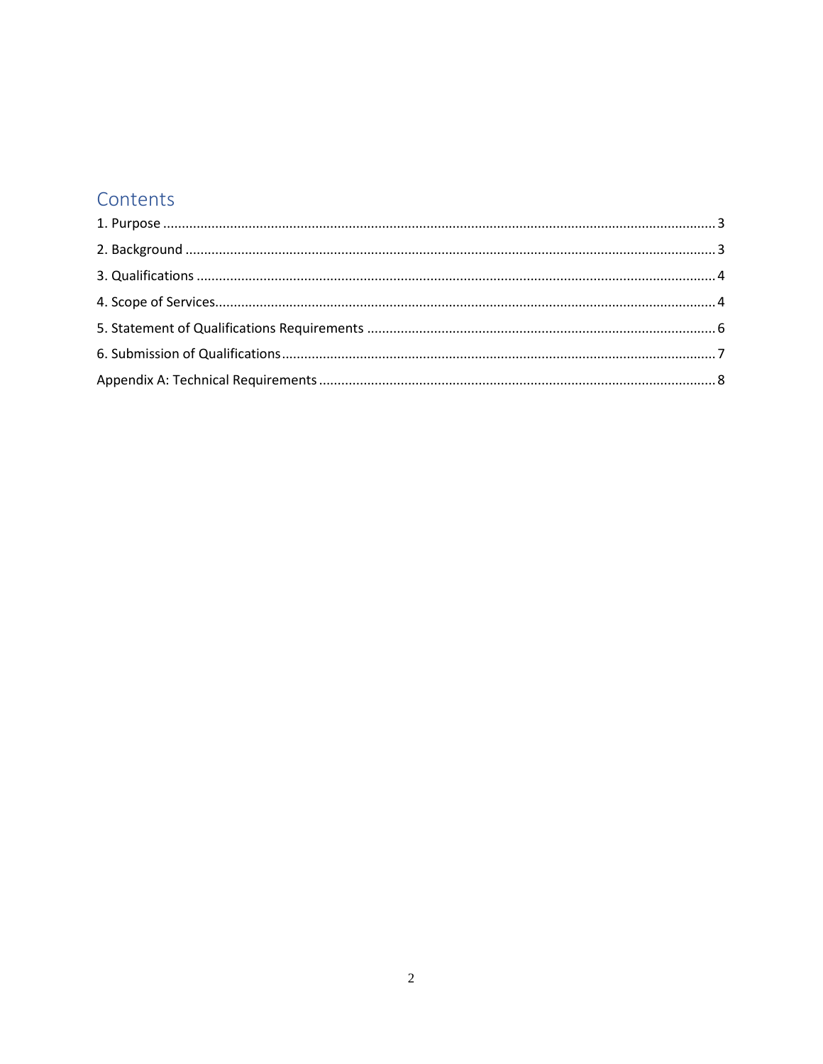# Contents

1. Purpose ............................................................................................................................................ 3
2. Background ...................................................................................................................................... 3
3. Qualifications ................................................................................................................................... 4
4. Scope of Services.............................................................................................................................. 4
5. Statement of Qualifications Requirements ..................................................................................... 6
6. Submission of Qualifications............................................................................................................. 7

Appendix A: Technical Requirements .................................................................................................. 8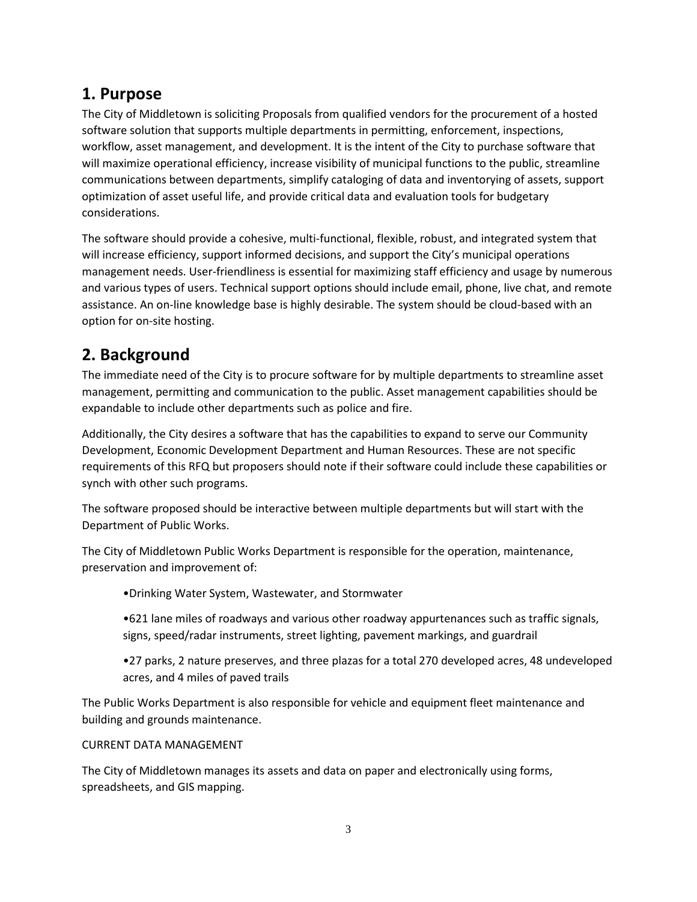# 1. Purpose

The City of Middletown is soliciting Proposals from qualified vendors for the procurement of a hosted software solution that supports multiple departments in permitting, enforcement, inspections, workflow, asset management, and development. It is the intent of the City to purchase software that will maximize operational efficiency, increase visibility of municipal functions to the public, streamline communications between departments, simplify cataloging of data and inventorying of assets, support optimization of asset useful life, and provide critical data and evaluation tools for budgetary considerations.

The software should provide a cohesive, multi-functional, flexible, robust, and integrated system that will increase efficiency, support informed decisions, and support the City's municipal operations management needs. User-friendliness is essential for maximizing staff efficiency and usage by numerous and various types of users. Technical support options should include email, phone, live chat, and remote assistance. An on-line knowledge base is highly desirable. The system should be cloud-based with an option for on-site hosting.

# 2. Background

The immediate need of the City is to procure software for by multiple departments to streamline asset management, permitting and communication to the public. Asset management capabilities should be expandable to include other departments such as police and fire.

Additionally, the City desires a software that has the capabilities to expand to serve our Community Development, Economic Development Department and Human Resources. These are not specific requirements of this RFQ but proposers should note if their software could include these capabilities or synch with other such programs.

The software proposed should be interactive between multiple departments but will start with the Department of Public Works.

The City of Middletown Public Works Department is responsible for the operation, maintenance, preservation and improvement of:

- Drinking Water System, Wastewater, and Stormwater
- 621 lane miles of roadways and various other roadway appurtenances such as traffic signals, signs, speed/radar instruments, street lighting, pavement markings, and guardrail
- 27 parks, 2 nature preserves, and three plazas for a total 270 developed acres, 48 undeveloped acres, and 4 miles of paved trails

The Public Works Department is also responsible for vehicle and equipment fleet maintenance and building and grounds maintenance.

CURRENT DATA MANAGEMENT

The City of Middletown manages its assets and data on paper and electronically using forms, spreadsheets, and GIS mapping.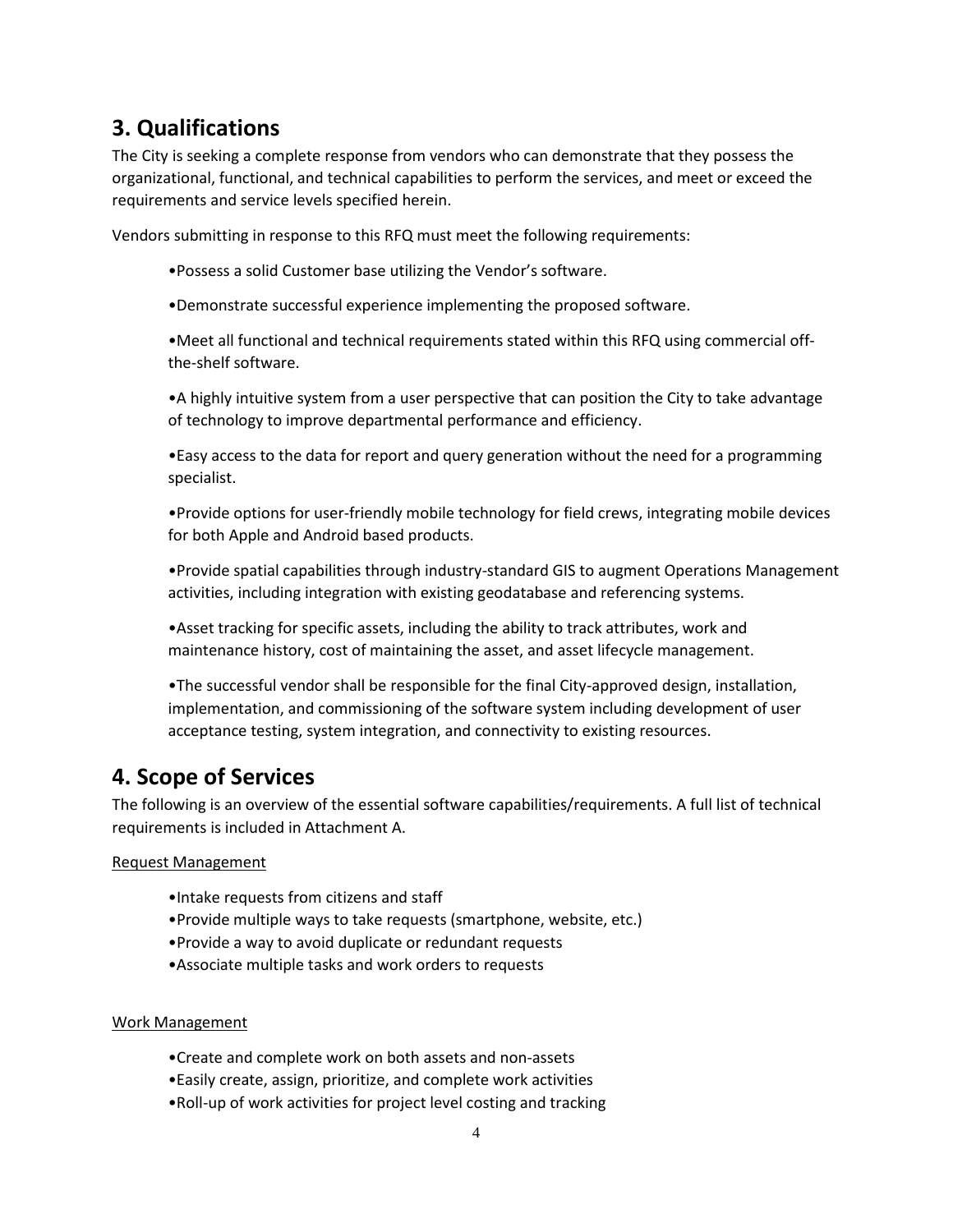## 3. Qualifications

The City is seeking a complete response from vendors who can demonstrate that they possess the organizational, functional, and technical capabilities to perform the services, and meet or exceed the requirements and service levels specified herein.

Vendors submitting in response to this RFQ must meet the following requirements:

- Possess a solid Customer base utilizing the Vendor's software.
- Demonstrate successful experience implementing the proposed software.
- Meet all functional and technical requirements stated within this RFQ using commercial off-the-shelf software.
- A highly intuitive system from a user perspective that can position the City to take advantage of technology to improve departmental performance and efficiency.
- Easy access to the data for report and query generation without the need for a programming specialist.
- Provide options for user-friendly mobile technology for field crews, integrating mobile devices for both Apple and Android based products.
- Provide spatial capabilities through industry-standard GIS to augment Operations Management activities, including integration with existing geodatabase and referencing systems.
- Asset tracking for specific assets, including the ability to track attributes, work and maintenance history, cost of maintaining the asset, and asset lifecycle management.
- The successful vendor shall be responsible for the final City-approved design, installation, implementation, and commissioning of the software system including development of user acceptance testing, system integration, and connectivity to existing resources.

## 4. Scope of Services

The following is an overview of the essential software capabilities/requirements. A full list of technical requirements is included in Attachment A.

<u>Request Management</u>

- Intake requests from citizens and staff
- Provide multiple ways to take requests (smartphone, website, etc.)
- Provide a way to avoid duplicate or redundant requests
- Associate multiple tasks and work orders to requests

<u>Work Management</u>

- Create and complete work on both assets and non-assets
- Easily create, assign, prioritize, and complete work activities
- Roll-up of work activities for project level costing and tracking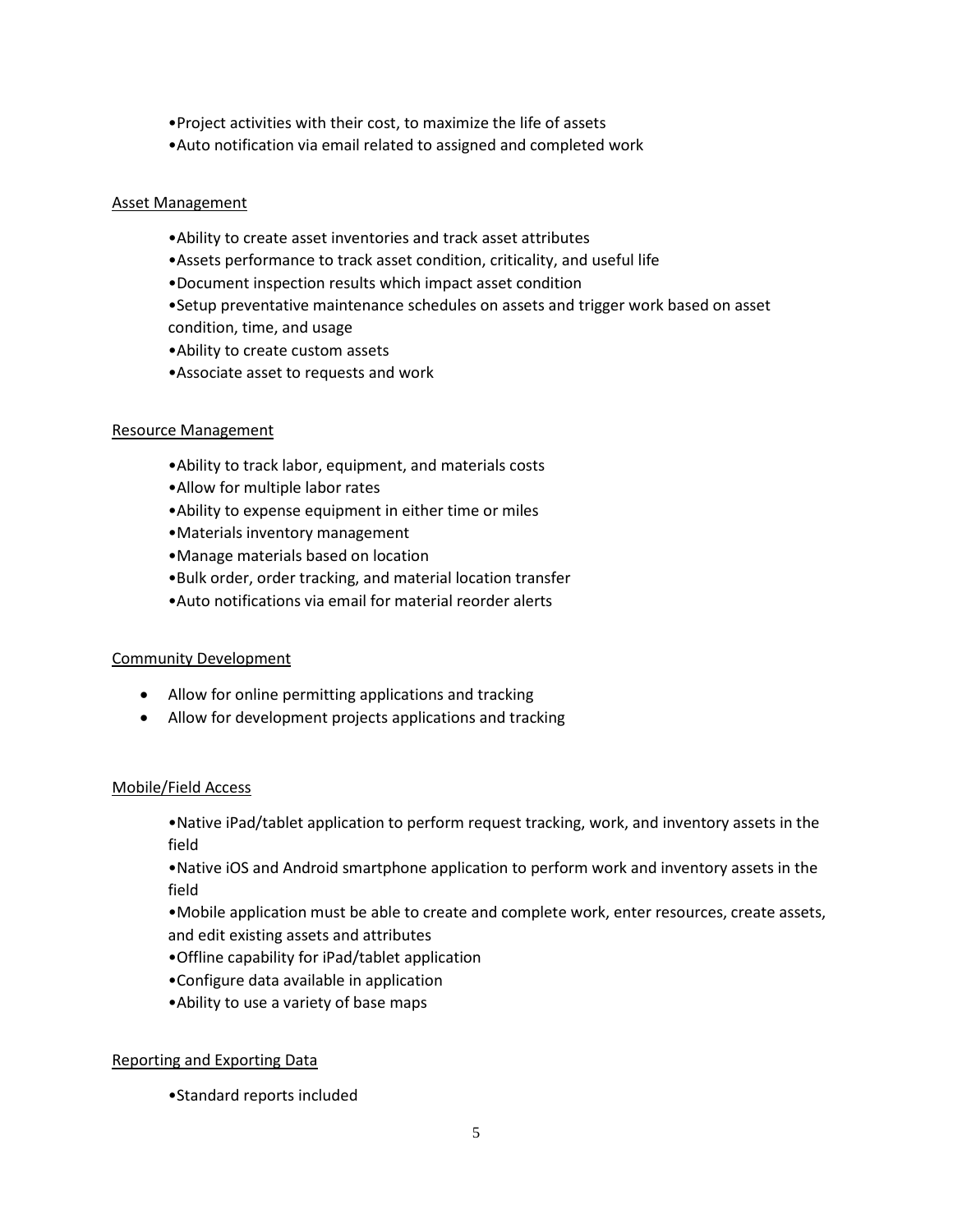- Project activities with their cost, to maximize the life of assets
- Auto notification via email related to assigned and completed work

Asset Management

- Ability to create asset inventories and track asset attributes
- Assets performance to track asset condition, criticality, and useful life
- Document inspection results which impact asset condition
- Setup preventative maintenance schedules on assets and trigger work based on asset condition, time, and usage
- Ability to create custom assets
- Associate asset to requests and work

Resource Management

- Ability to track labor, equipment, and materials costs
- Allow for multiple labor rates
- Ability to expense equipment in either time or miles
- Materials inventory management
- Manage materials based on location
- Bulk order, order tracking, and material location transfer
- Auto notifications via email for material reorder alerts

Community Development

- Allow for online permitting applications and tracking
- Allow for development projects applications and tracking

Mobile/Field Access

- Native iPad/tablet application to perform request tracking, work, and inventory assets in the field
- Native iOS and Android smartphone application to perform work and inventory assets in the field
- Mobile application must be able to create and complete work, enter resources, create assets, and edit existing assets and attributes
- Offline capability for iPad/tablet application
- Configure data available in application
- Ability to use a variety of base maps

Reporting and Exporting Data

- Standard reports included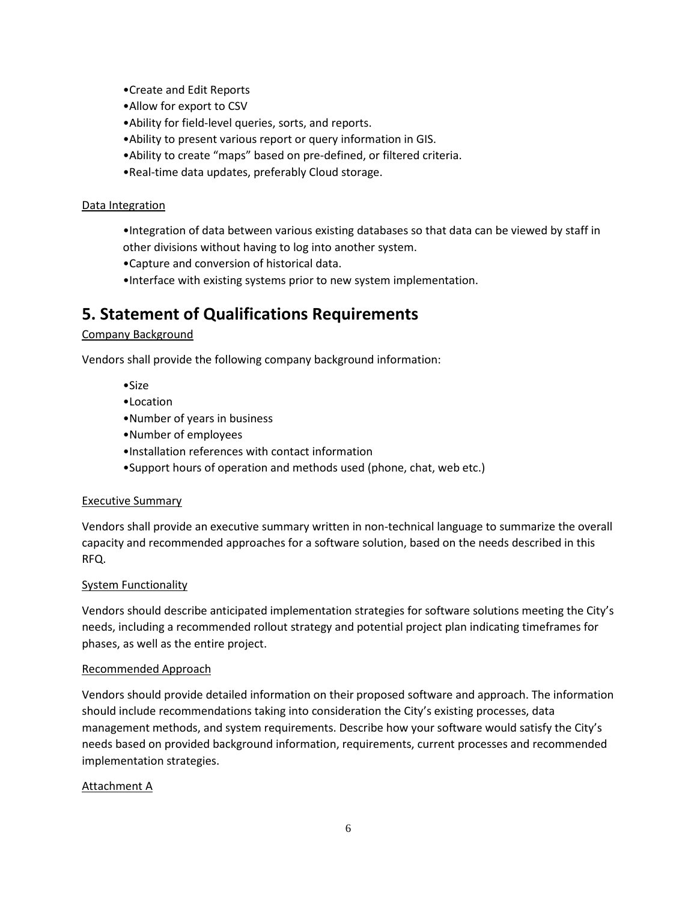- Create and Edit Reports
- Allow for export to CSV
- Ability for field-level queries, sorts, and reports.
- Ability to present various report or query information in GIS.
- Ability to create "maps" based on pre-defined, or filtered criteria.
- Real-time data updates, preferably Cloud storage.

Data Integration

- Integration of data between various existing databases so that data can be viewed by staff in other divisions without having to log into another system.
- Capture and conversion of historical data.
- Interface with existing systems prior to new system implementation.

## 5. Statement of Qualifications Requirements

Company Background

Vendors shall provide the following company background information:

- Size
- Location
- Number of years in business
- Number of employees
- Installation references with contact information
- Support hours of operation and methods used (phone, chat, web etc.)

Executive Summary

Vendors shall provide an executive summary written in non-technical language to summarize the overall capacity and recommended approaches for a software solution, based on the needs described in this RFQ.

System Functionality

Vendors should describe anticipated implementation strategies for software solutions meeting the City's needs, including a recommended rollout strategy and potential project plan indicating timeframes for phases, as well as the entire project.

Recommended Approach

Vendors should provide detailed information on their proposed software and approach. The information should include recommendations taking into consideration the City's existing processes, data management methods, and system requirements. Describe how your software would satisfy the City's needs based on provided background information, requirements, current processes and recommended implementation strategies.

Attachment A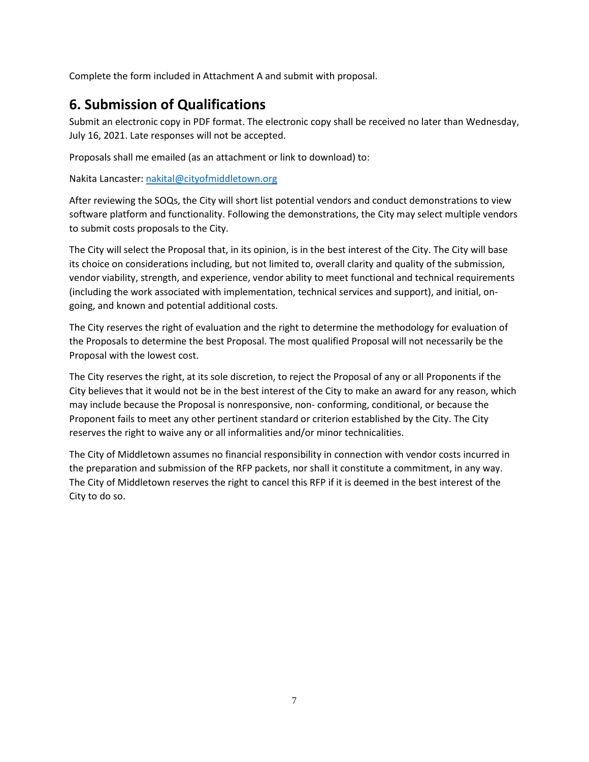Complete the form included in Attachment A and submit with proposal.

## 6. Submission of Qualifications

Submit an electronic copy in PDF format. The electronic copy shall be received no later than Wednesday, July 16, 2021. Late responses will not be accepted.

Proposals shall me emailed (as an attachment or link to download) to:

Nakita Lancaster: [nakital@cityofmiddletown.org](mailto:nakital@cityofmiddletown.org)

After reviewing the SOQs, the City will short list potential vendors and conduct demonstrations to view software platform and functionality. Following the demonstrations, the City may select multiple vendors to submit costs proposals to the City.

The City will select the Proposal that, in its opinion, is in the best interest of the City. The City will base its choice on considerations including, but not limited to, overall clarity and quality of the submission, vendor viability, strength, and experience, vendor ability to meet functional and technical requirements (including the work associated with implementation, technical services and support), and initial, on-going, and known and potential additional costs.

The City reserves the right of evaluation and the right to determine the methodology for evaluation of the Proposals to determine the best Proposal. The most qualified Proposal will not necessarily be the Proposal with the lowest cost.

The City reserves the right, at its sole discretion, to reject the Proposal of any or all Proponents if the City believes that it would not be in the best interest of the City to make an award for any reason, which may include because the Proposal is nonresponsive, non- conforming, conditional, or because the Proponent fails to meet any other pertinent standard or criterion established by the City. The City reserves the right to waive any or all informalities and/or minor technicalities.

The City of Middletown assumes no financial responsibility in connection with vendor costs incurred in the preparation and submission of the RFP packets, nor shall it constitute a commitment, in any way. The City of Middletown reserves the right to cancel this RFP if it is deemed in the best interest of the City to do so.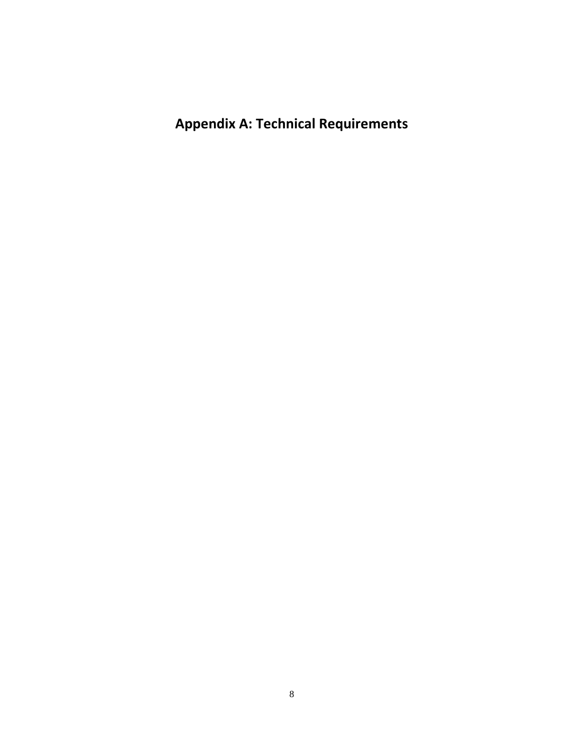# Appendix A: Technical Requirements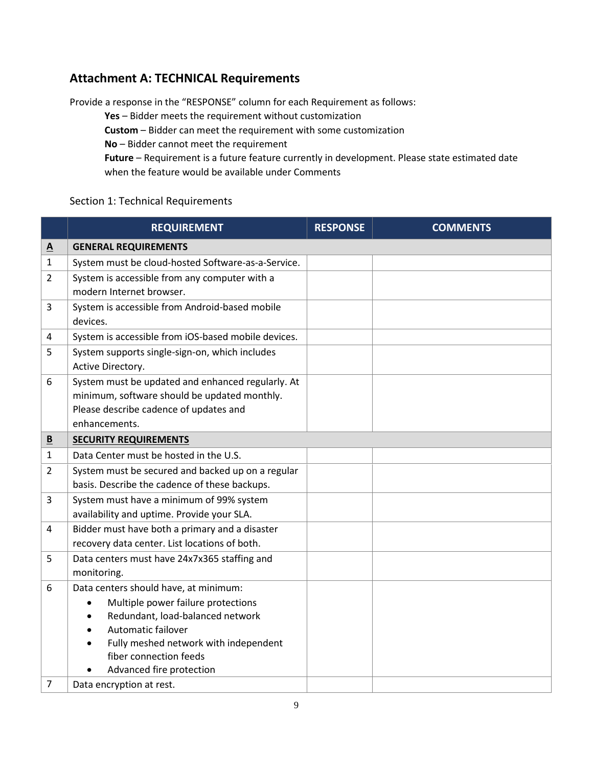## Attachment A: TECHNICAL Requirements

Provide a response in the "RESPONSE" column for each Requirement as follows:

> **Yes** – Bidder meets the requirement without customization
> **Custom** – Bidder can meet the requirement with some customization
> **No** – Bidder cannot meet the requirement
> **Future** – Requirement is a future feature currently in development. Please state estimated date when the feature would be available under Comments

Section 1: Technical Requirements

| | REQUIREMENT | RESPONSE | COMMENTS |
|---|---|---|---|
| **A** | **GENERAL REQUIREMENTS** | | |
| 1 | System must be cloud-hosted Software-as-a-Service. | | |
| 2 | System is accessible from any computer with a modern Internet browser. | | |
| 3 | System is accessible from Android-based mobile devices. | | |
| 4 | System is accessible from iOS-based mobile devices. | | |
| 5 | System supports single-sign-on, which includes Active Directory. | | |
| 6 | System must be updated and enhanced regularly. At minimum, software should be updated monthly. Please describe cadence of updates and enhancements. | | |
| **B** | **SECURITY REQUIREMENTS** | | |
| 1 | Data Center must be hosted in the U.S. | | |
| 2 | System must be secured and backed up on a regular basis. Describe the cadence of these backups. | | |
| 3 | System must have a minimum of 99% system availability and uptime. Provide your SLA. | | |
| 4 | Bidder must have both a primary and a disaster recovery data center. List locations of both. | | |
| 5 | Data centers must have 24x7x365 staffing and monitoring. | | |
| 6 | Data centers should have, at minimum:<br>• Multiple power failure protections<br>• Redundant, load-balanced network<br>• Automatic failover<br>• Fully meshed network with independent fiber connection feeds<br>• Advanced fire protection | | |
| 7 | Data encryption at rest. | | |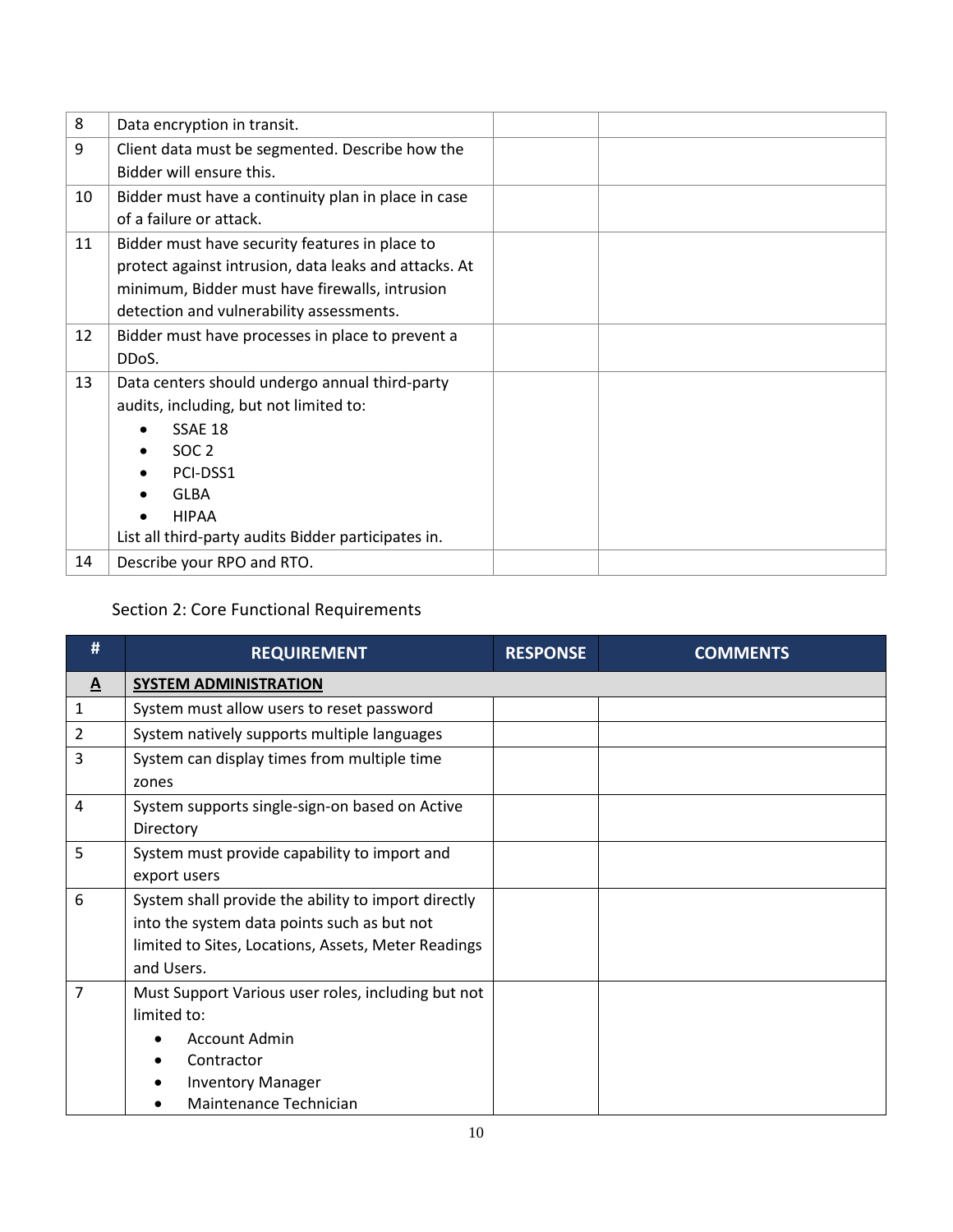| | | | |
|---|---|---|---|
| 8 | Data encryption in transit. | | |
| 9 | Client data must be segmented. Describe how the Bidder will ensure this. | | |
| 10 | Bidder must have a continuity plan in place in case of a failure or attack. | | |
| 11 | Bidder must have security features in place to protect against intrusion, data leaks and attacks. At minimum, Bidder must have firewalls, intrusion detection and vulnerability assessments. | | |
| 12 | Bidder must have processes in place to prevent a DDoS. | | |
| 13 | Data centers should undergo annual third-party audits, including, but not limited to:<br>• SSAE 18<br>• SOC 2<br>• PCI-DSS1<br>• GLBA<br>• HIPAA<br>List all third-party audits Bidder participates in. | | |
| 14 | Describe your RPO and RTO. | | |

Section 2: Core Functional Requirements

| # | REQUIREMENT | RESPONSE | COMMENTS |
|---|---|---|---|
| **A** | **SYSTEM ADMINISTRATION** | | |
| 1 | System must allow users to reset password | | |
| 2 | System natively supports multiple languages | | |
| 3 | System can display times from multiple time zones | | |
| 4 | System supports single-sign-on based on Active Directory | | |
| 5 | System must provide capability to import and export users | | |
| 6 | System shall provide the ability to import directly into the system data points such as but not limited to Sites, Locations, Assets, Meter Readings and Users. | | |
| 7 | Must Support Various user roles, including but not limited to:<br>• Account Admin<br>• Contractor<br>• Inventory Manager<br>• Maintenance Technician | | |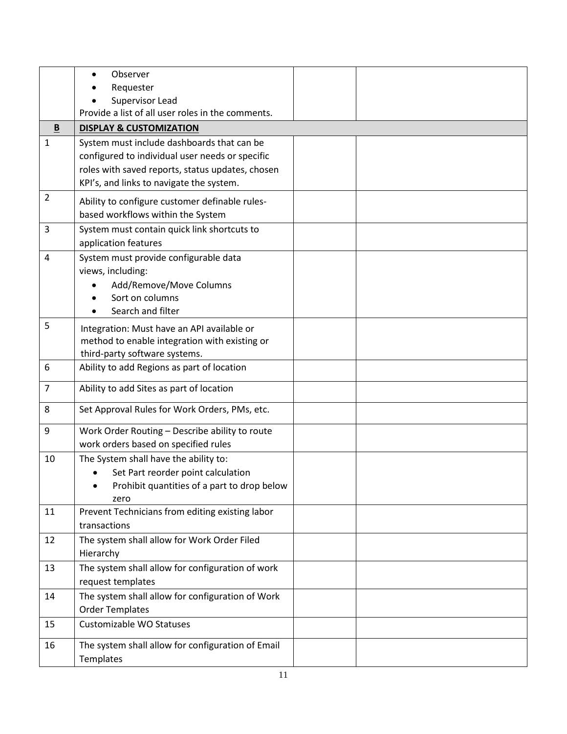| | | | |
|---|---|---|---|
| | • Observer<br>• Requester<br>• Supervisor Lead<br>Provide a list of all user roles in the comments. | | |
| **B** | **DISPLAY & CUSTOMIZATION** | | |
| 1 | System must include dashboards that can be configured to individual user needs or specific roles with saved reports, status updates, chosen KPI's, and links to navigate the system. | | |
| 2 | Ability to configure customer definable rules-based workflows within the System | | |
| 3 | System must contain quick link shortcuts to application features | | |
| 4 | System must provide configurable data views, including:<br>• Add/Remove/Move Columns<br>• Sort on columns<br>• Search and filter | | |
| 5 | Integration: Must have an API available or method to enable integration with existing or third-party software systems. | | |
| 6 | Ability to add Regions as part of location | | |
| 7 | Ability to add Sites as part of location | | |
| 8 | Set Approval Rules for Work Orders, PMs, etc. | | |
| 9 | Work Order Routing – Describe ability to route work orders based on specified rules | | |
| 10 | The System shall have the ability to:<br>• Set Part reorder point calculation<br>• Prohibit quantities of a part to drop below zero | | |
| 11 | Prevent Technicians from editing existing labor transactions | | |
| 12 | The system shall allow for Work Order Filed Hierarchy | | |
| 13 | The system shall allow for configuration of work request templates | | |
| 14 | The system shall allow for configuration of Work Order Templates | | |
| 15 | Customizable WO Statuses | | |
| 16 | The system shall allow for configuration of Email Templates | | |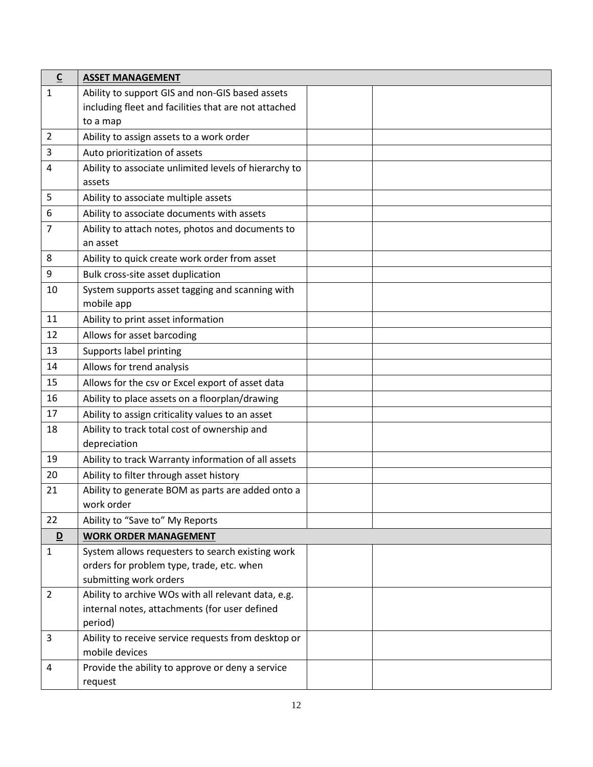| C | ASSET MANAGEMENT | | |
|---|---|---|---|
| 1 | Ability to support GIS and non-GIS based assets including fleet and facilities that are not attached to a map | | |
| 2 | Ability to assign assets to a work order | | |
| 3 | Auto prioritization of assets | | |
| 4 | Ability to associate unlimited levels of hierarchy to assets | | |
| 5 | Ability to associate multiple assets | | |
| 6 | Ability to associate documents with assets | | |
| 7 | Ability to attach notes, photos and documents to an asset | | |
| 8 | Ability to quick create work order from asset | | |
| 9 | Bulk cross-site asset duplication | | |
| 10 | System supports asset tagging and scanning with mobile app | | |
| 11 | Ability to print asset information | | |
| 12 | Allows for asset barcoding | | |
| 13 | Supports label printing | | |
| 14 | Allows for trend analysis | | |
| 15 | Allows for the csv or Excel export of asset data | | |
| 16 | Ability to place assets on a floorplan/drawing | | |
| 17 | Ability to assign criticality values to an asset | | |
| 18 | Ability to track total cost of ownership and depreciation | | |
| 19 | Ability to track Warranty information of all assets | | |
| 20 | Ability to filter through asset history | | |
| 21 | Ability to generate BOM as parts are added onto a work order | | |
| 22 | Ability to "Save to" My Reports | | |
| **D** | **WORK ORDER MANAGEMENT** | | |
| 1 | System allows requesters to search existing work orders for problem type, trade, etc. when submitting work orders | | |
| 2 | Ability to archive WOs with all relevant data, e.g. internal notes, attachments (for user defined period) | | |
| 3 | Ability to receive service requests from desktop or mobile devices | | |
| 4 | Provide the ability to approve or deny a service request | | |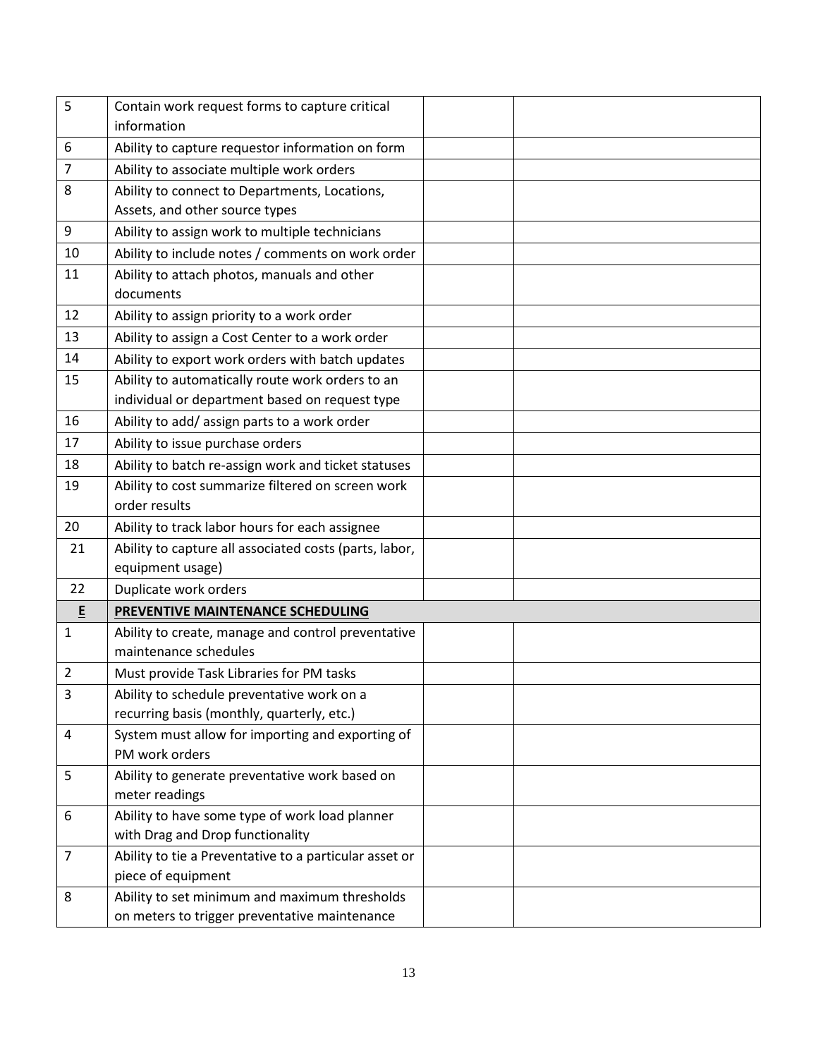| | | | |
|---|---|---|---|
| 5 | Contain work request forms to capture critical information | | |
| 6 | Ability to capture requestor information on form | | |
| 7 | Ability to associate multiple work orders | | |
| 8 | Ability to connect to Departments, Locations, Assets, and other source types | | |
| 9 | Ability to assign work to multiple technicians | | |
| 10 | Ability to include notes / comments on work order | | |
| 11 | Ability to attach photos, manuals and other documents | | |
| 12 | Ability to assign priority to a work order | | |
| 13 | Ability to assign a Cost Center to a work order | | |
| 14 | Ability to export work orders with batch updates | | |
| 15 | Ability to automatically route work orders to an individual or department based on request type | | |
| 16 | Ability to add/ assign parts to a work order | | |
| 17 | Ability to issue purchase orders | | |
| 18 | Ability to batch re-assign work and ticket statuses | | |
| 19 | Ability to cost summarize filtered on screen work order results | | |
| 20 | Ability to track labor hours for each assignee | | |
| 21 | Ability to capture all associated costs (parts, labor, equipment usage) | | |
| 22 | Duplicate work orders | | |
| **E** | **PREVENTIVE MAINTENANCE SCHEDULING** | | |
| 1 | Ability to create, manage and control preventative maintenance schedules | | |
| 2 | Must provide Task Libraries for PM tasks | | |
| 3 | Ability to schedule preventative work on a recurring basis (monthly, quarterly, etc.) | | |
| 4 | System must allow for importing and exporting of PM work orders | | |
| 5 | Ability to generate preventative work based on meter readings | | |
| 6 | Ability to have some type of work load planner with Drag and Drop functionality | | |
| 7 | Ability to tie a Preventative to a particular asset or piece of equipment | | |
| 8 | Ability to set minimum and maximum thresholds on meters to trigger preventative maintenance | | |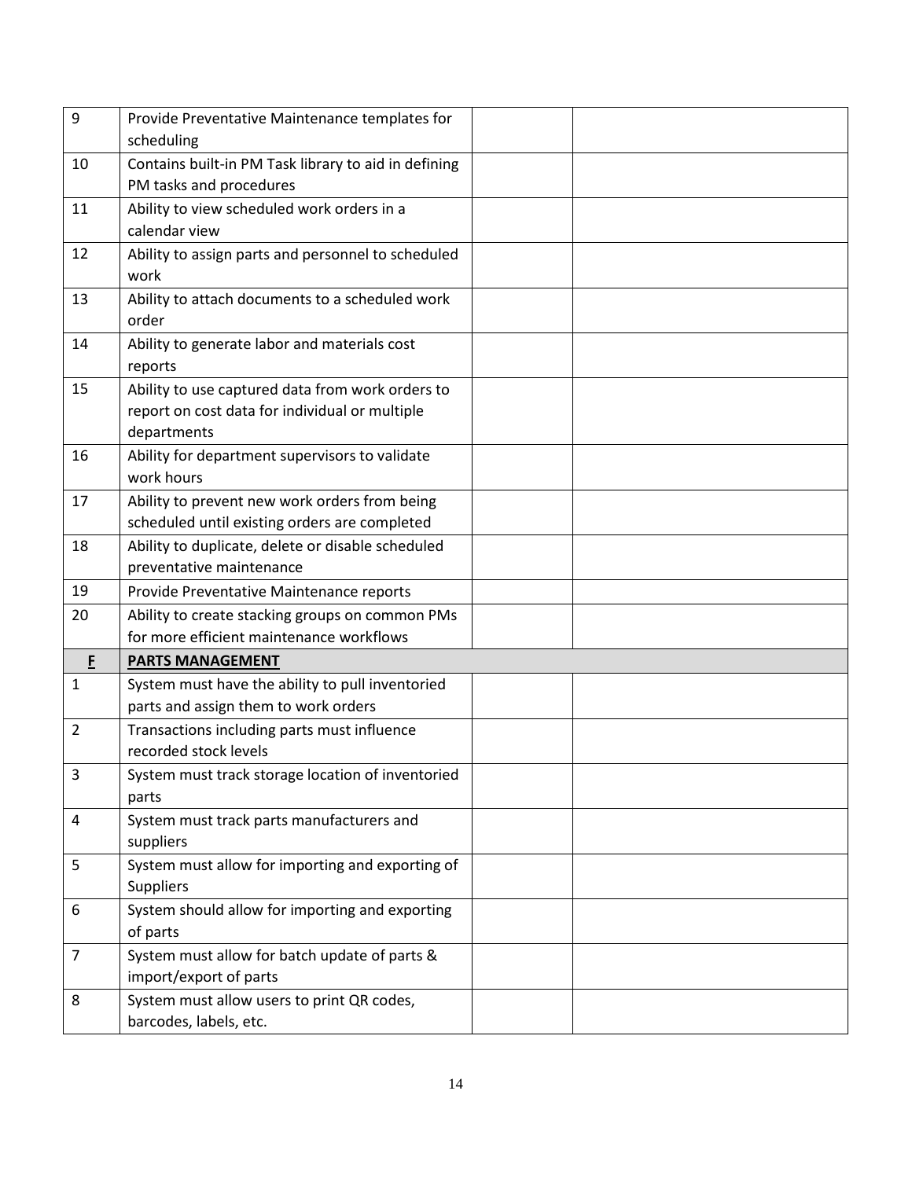| | | | |
|---|---|---|---|
| 9 | Provide Preventative Maintenance templates for scheduling | | |
| 10 | Contains built-in PM Task library to aid in defining PM tasks and procedures | | |
| 11 | Ability to view scheduled work orders in a calendar view | | |
| 12 | Ability to assign parts and personnel to scheduled work | | |
| 13 | Ability to attach documents to a scheduled work order | | |
| 14 | Ability to generate labor and materials cost reports | | |
| 15 | Ability to use captured data from work orders to report on cost data for individual or multiple departments | | |
| 16 | Ability for department supervisors to validate work hours | | |
| 17 | Ability to prevent new work orders from being scheduled until existing orders are completed | | |
| 18 | Ability to duplicate, delete or disable scheduled preventative maintenance | | |
| 19 | Provide Preventative Maintenance reports | | |
| 20 | Ability to create stacking groups on common PMs for more efficient maintenance workflows | | |
| **F** | **PARTS MANAGEMENT** | | |
| 1 | System must have the ability to pull inventoried parts and assign them to work orders | | |
| 2 | Transactions including parts must influence recorded stock levels | | |
| 3 | System must track storage location of inventoried parts | | |
| 4 | System must track parts manufacturers and suppliers | | |
| 5 | System must allow for importing and exporting of Suppliers | | |
| 6 | System should allow for importing and exporting of parts | | |
| 7 | System must allow for batch update of parts & import/export of parts | | |
| 8 | System must allow users to print QR codes, barcodes, labels, etc. | | |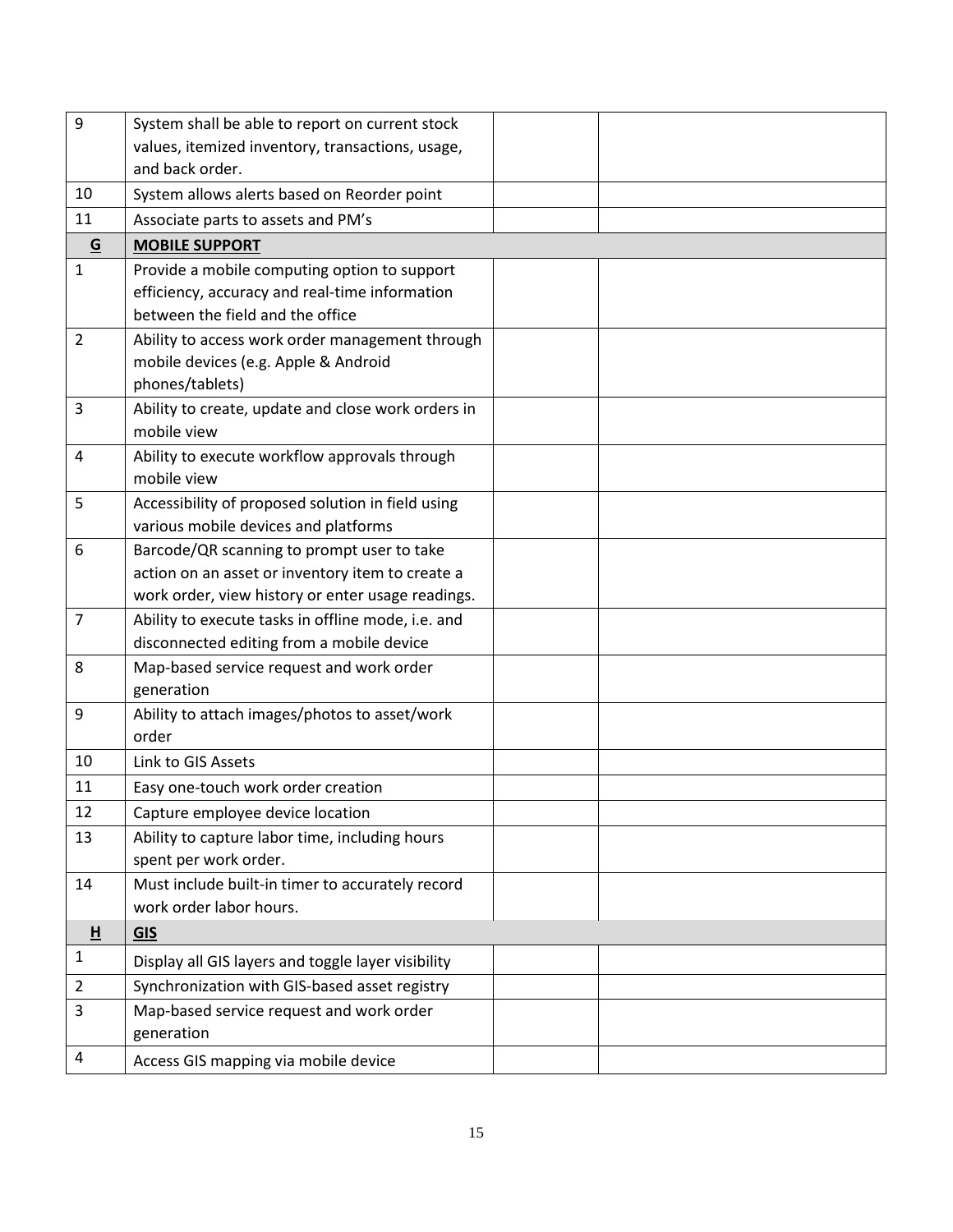| | | | |
|---|---|---|---|
| 9 | System shall be able to report on current stock values, itemized inventory, transactions, usage, and back order. | | |
| 10 | System allows alerts based on Reorder point | | |
| 11 | Associate parts to assets and PM's | | |
| **G** | **MOBILE SUPPORT** | | |
| 1 | Provide a mobile computing option to support efficiency, accuracy and real-time information between the field and the office | | |
| 2 | Ability to access work order management through mobile devices (e.g. Apple & Android phones/tablets) | | |
| 3 | Ability to create, update and close work orders in mobile view | | |
| 4 | Ability to execute workflow approvals through mobile view | | |
| 5 | Accessibility of proposed solution in field using various mobile devices and platforms | | |
| 6 | Barcode/QR scanning to prompt user to take action on an asset or inventory item to create a work order, view history or enter usage readings. | | |
| 7 | Ability to execute tasks in offline mode, i.e. and disconnected editing from a mobile device | | |
| 8 | Map-based service request and work order generation | | |
| 9 | Ability to attach images/photos to asset/work order | | |
| 10 | Link to GIS Assets | | |
| 11 | Easy one-touch work order creation | | |
| 12 | Capture employee device location | | |
| 13 | Ability to capture labor time, including hours spent per work order. | | |
| 14 | Must include built-in timer to accurately record work order labor hours. | | |
| **H** | **GIS** | | |
| 1 | Display all GIS layers and toggle layer visibility | | |
| 2 | Synchronization with GIS-based asset registry | | |
| 3 | Map-based service request and work order generation | | |
| 4 | Access GIS mapping via mobile device | | |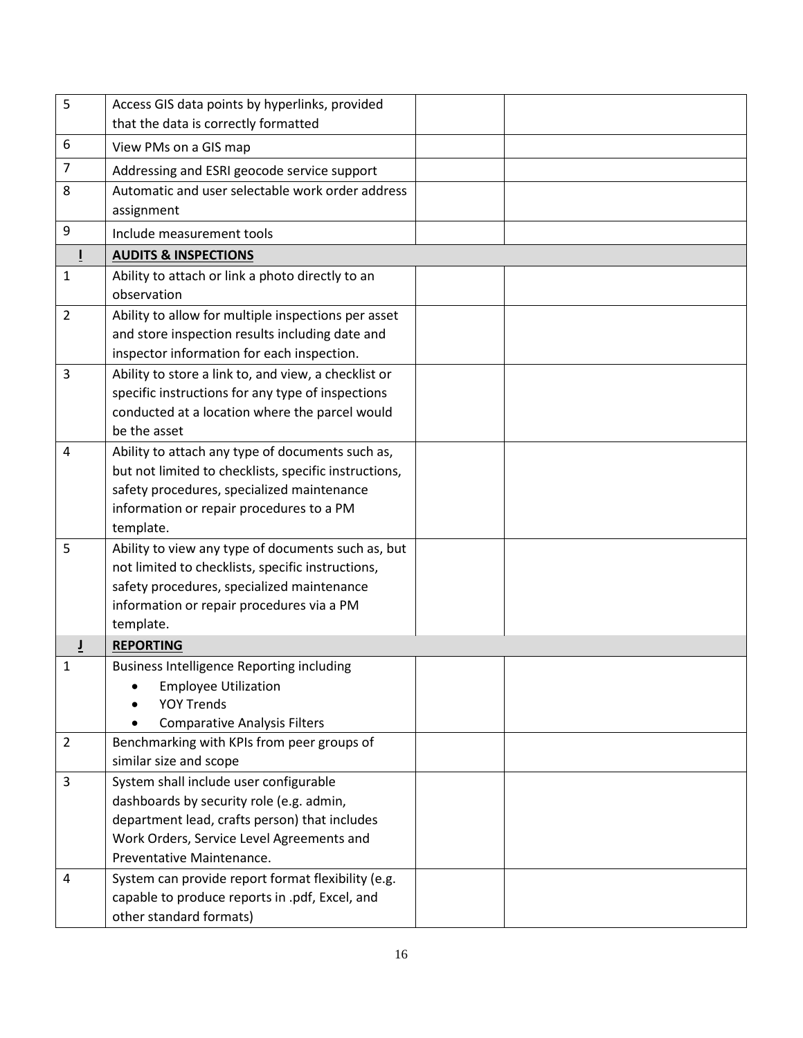| | | | |
|---|---|---|---|
| 5 | Access GIS data points by hyperlinks, provided that the data is correctly formatted | | |
| 6 | View PMs on a GIS map | | |
| 7 | Addressing and ESRI geocode service support | | |
| 8 | Automatic and user selectable work order address assignment | | |
| 9 | Include measurement tools | | |
| **I** | **AUDITS & INSPECTIONS** | | |
| 1 | Ability to attach or link a photo directly to an observation | | |
| 2 | Ability to allow for multiple inspections per asset and store inspection results including date and inspector information for each inspection. | | |
| 3 | Ability to store a link to, and view, a checklist or specific instructions for any type of inspections conducted at a location where the parcel would be the asset | | |
| 4 | Ability to attach any type of documents such as, but not limited to checklists, specific instructions, safety procedures, specialized maintenance information or repair procedures to a PM template. | | |
| 5 | Ability to view any type of documents such as, but not limited to checklists, specific instructions, safety procedures, specialized maintenance information or repair procedures via a PM template. | | |
| **J** | **REPORTING** | | |
| 1 | Business Intelligence Reporting including<br>• Employee Utilization<br>• YOY Trends<br>• Comparative Analysis Filters | | |
| 2 | Benchmarking with KPIs from peer groups of similar size and scope | | |
| 3 | System shall include user configurable dashboards by security role (e.g. admin, department lead, crafts person) that includes Work Orders, Service Level Agreements and Preventative Maintenance. | | |
| 4 | System can provide report format flexibility (e.g. capable to produce reports in .pdf, Excel, and other standard formats) | | |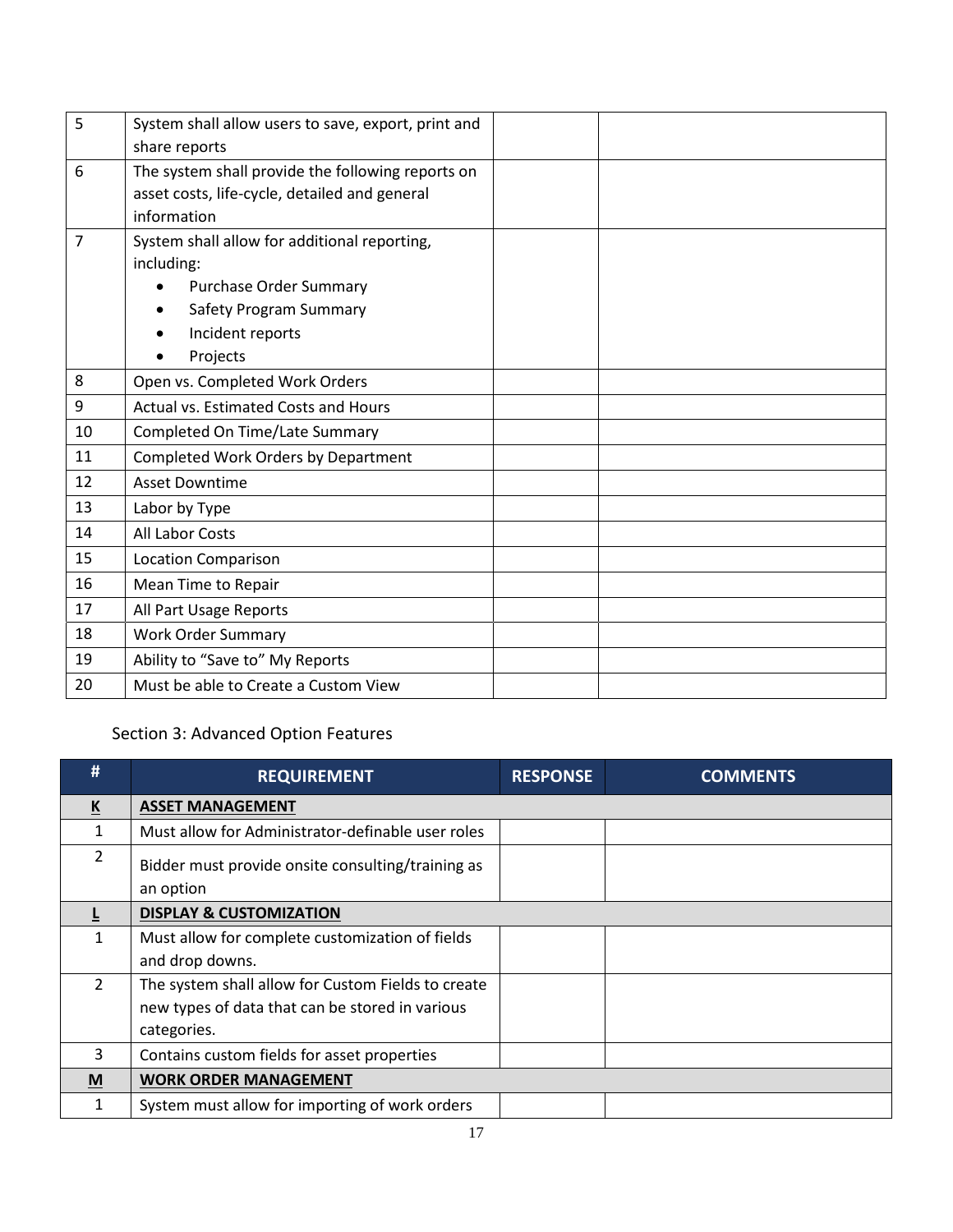| | | | |
|---|---|---|---|
| 5 | System shall allow users to save, export, print and share reports | | |
| 6 | The system shall provide the following reports on asset costs, life-cycle, detailed and general information | | |
| 7 | System shall allow for additional reporting, including:<br>• Purchase Order Summary<br>• Safety Program Summary<br>• Incident reports<br>• Projects | | |
| 8 | Open vs. Completed Work Orders | | |
| 9 | Actual vs. Estimated Costs and Hours | | |
| 10 | Completed On Time/Late Summary | | |
| 11 | Completed Work Orders by Department | | |
| 12 | Asset Downtime | | |
| 13 | Labor by Type | | |
| 14 | All Labor Costs | | |
| 15 | Location Comparison | | |
| 16 | Mean Time to Repair | | |
| 17 | All Part Usage Reports | | |
| 18 | Work Order Summary | | |
| 19 | Ability to "Save to" My Reports | | |
| 20 | Must be able to Create a Custom View | | |

Section 3: Advanced Option Features

| # | REQUIREMENT | RESPONSE | COMMENTS |
|---|---|---|---|
| **K** | **ASSET MANAGEMENT** | | |
| 1 | Must allow for Administrator-definable user roles | | |
| 2 | Bidder must provide onsite consulting/training as an option | | |
| **L** | **DISPLAY & CUSTOMIZATION** | | |
| 1 | Must allow for complete customization of fields and drop downs. | | |
| 2 | The system shall allow for Custom Fields to create new types of data that can be stored in various categories. | | |
| 3 | Contains custom fields for asset properties | | |
| **M** | **WORK ORDER MANAGEMENT** | | |
| 1 | System must allow for importing of work orders | | |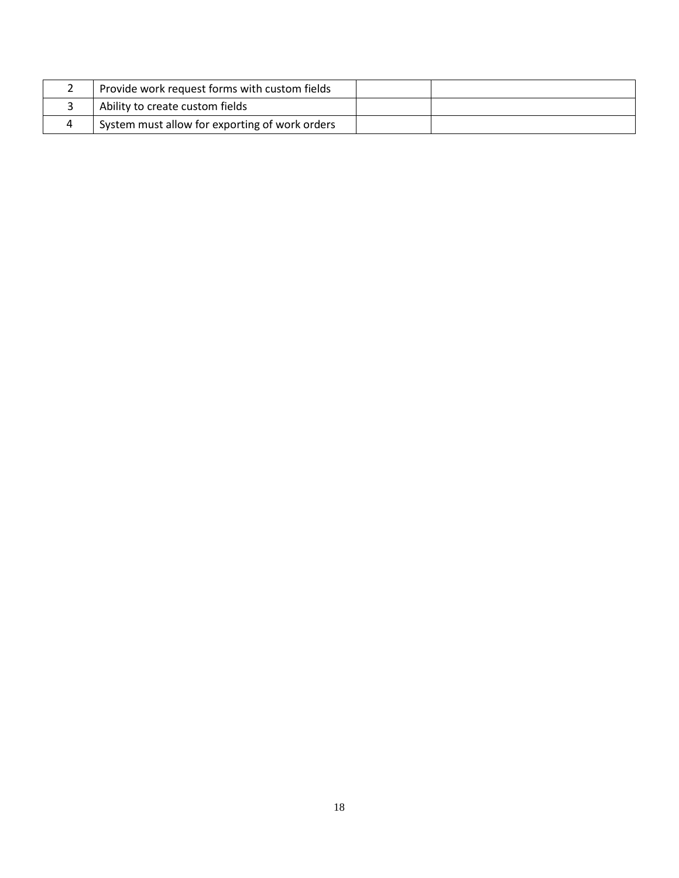| | | | |
|---|---|---|---|
| 2 | Provide work request forms with custom fields | | |
| 3 | Ability to create custom fields | | |
| 4 | System must allow for exporting of work orders | | |